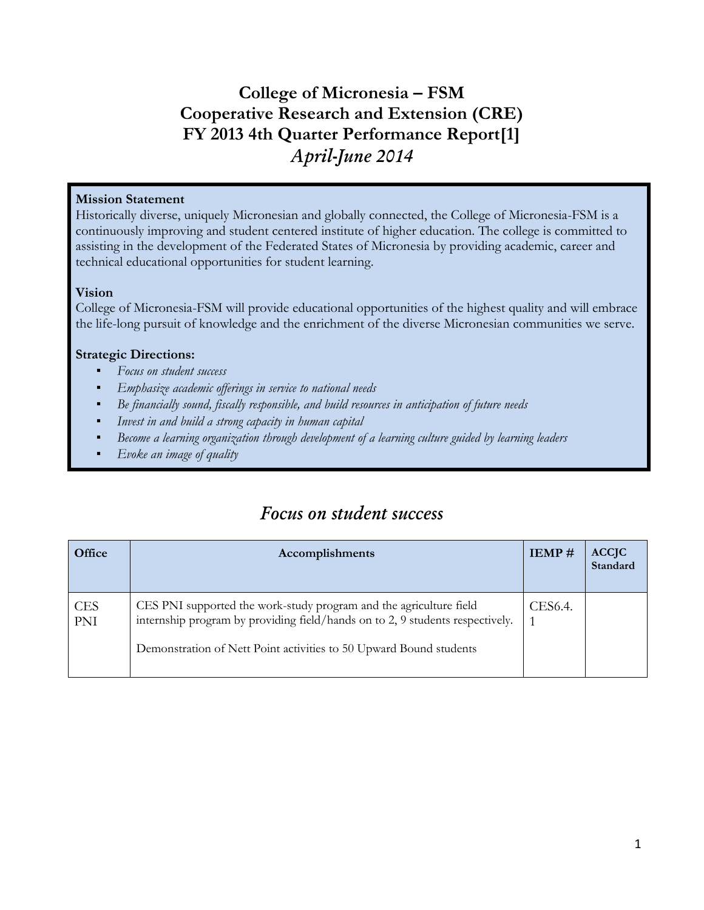# College of Micronesia – FSM
# Cooperative Research and Extension (CRE)
# FY 2013 4th Quarter Performance Report[1]
## *April-June 2014*

**Mission Statement**
Historically diverse, uniquely Micronesian and globally connected, the College of Micronesia-FSM is a continuously improving and student centered institute of higher education. The college is committed to assisting in the development of the Federated States of Micronesia by providing academic, career and technical educational opportunities for student learning.

**Vision**
College of Micronesia-FSM will provide educational opportunities of the highest quality and will embrace the life-long pursuit of knowledge and the enrichment of the diverse Micronesian communities we serve.

**Strategic Directions:**

- *Focus on student success*
- *Emphasize academic offerings in service to national needs*
- *Be financially sound, fiscally responsible, and build resources in anticipation of future needs*
- *Invest in and build a strong capacity in human capital*
- *Become a learning organization through development of a learning culture guided by learning leaders*
- *Evoke an image of quality*

## *Focus on student success*

| Office | Accomplishments | IEMP # | ACCJC Standard |
|---|---|---|---|
| CES PNI | CES PNI supported the work-study program and the agriculture field internship program by providing field/hands on to 2, 9 students respectively.<br><br>Demonstration of Nett Point activities to 50 Upward Bound students | CES6.4.1 | |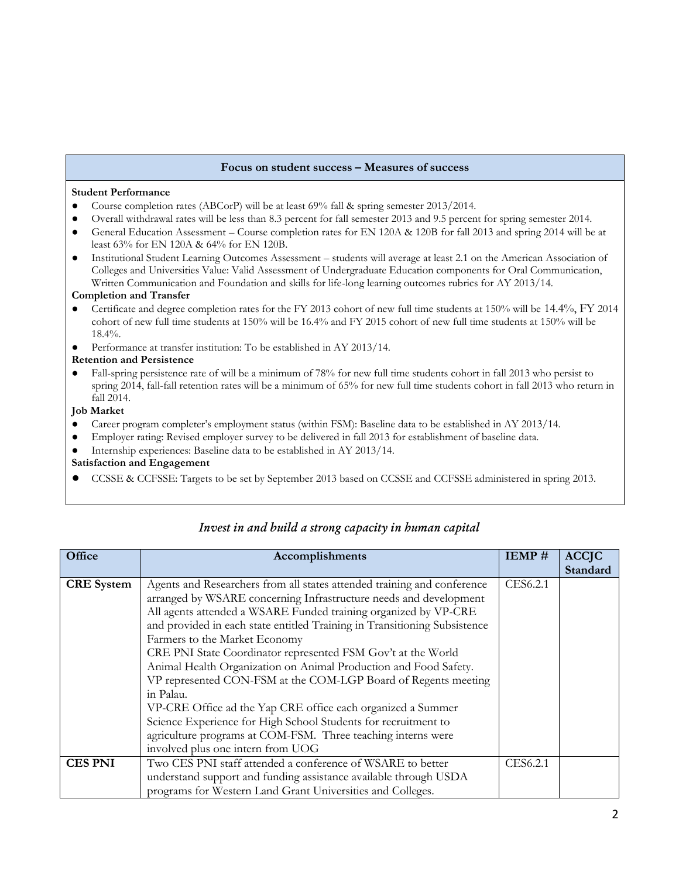## Focus on student success – Measures of success

**Student Performance**

- Course completion rates (ABCorP) will be at least 69% fall & spring semester 2013/2014.
- Overall withdrawal rates will be less than 8.3 percent for fall semester 2013 and 9.5 percent for spring semester 2014.
- General Education Assessment – Course completion rates for EN 120A & 120B for fall 2013 and spring 2014 will be at least 63% for EN 120A & 64% for EN 120B.
- Institutional Student Learning Outcomes Assessment – students will average at least 2.1 on the American Association of Colleges and Universities Value: Valid Assessment of Undergraduate Education components for Oral Communication, Written Communication and Foundation and skills for life-long learning outcomes rubrics for AY 2013/14.

**Completion and Transfer**

- Certificate and degree completion rates for the FY 2013 cohort of new full time students at 150% will be 14.4%, FY 2014 cohort of new full time students at 150% will be 16.4% and FY 2015 cohort of new full time students at 150% will be 18.4%.
- Performance at transfer institution: To be established in AY 2013/14.

**Retention and Persistence**

- Fall-spring persistence rate of will be a minimum of 78% for new full time students cohort in fall 2013 who persist to spring 2014, fall-fall retention rates will be a minimum of 65% for new full time students cohort in fall 2013 who return in fall 2014.

**Job Market**

- Career program completer's employment status (within FSM): Baseline data to be established in AY 2013/14.
- Employer rating: Revised employer survey to be delivered in fall 2013 for establishment of baseline data.
- Internship experiences: Baseline data to be established in AY 2013/14.

**Satisfaction and Engagement**

- CCSSE & CCFSSE: Targets to be set by September 2013 based on CCSSE and CCFSSE administered in spring 2013.

## *Invest in and build a strong capacity in human capital*

| Office | Accomplishments | IEMP # | ACCJC Standard |
|---|---|---|---|
| **CRE System** | Agents and Researchers from all states attended training and conference arranged by WSARE concerning Infrastructure needs and development All agents attended a WSARE Funded training organized by VP-CRE and provided in each state entitled Training in Transitioning Subsistence Farmers to the Market Economy<br>CRE PNI State Coordinator represented FSM Gov't at the World Animal Health Organization on Animal Production and Food Safety.<br>VP represented CON-FSM at the COM-LGP Board of Regents meeting in Palau.<br>VP-CRE Office ad the Yap CRE office each organized a Summer Science Experience for High School Students for recruitment to agriculture programs at COM-FSM. Three teaching interns were involved plus one intern from UOG | CES6.2.1 | |
| **CES PNI** | Two CES PNI staff attended a conference of WSARE to better understand support and funding assistance available through USDA programs for Western Land Grant Universities and Colleges. | CES6.2.1 | |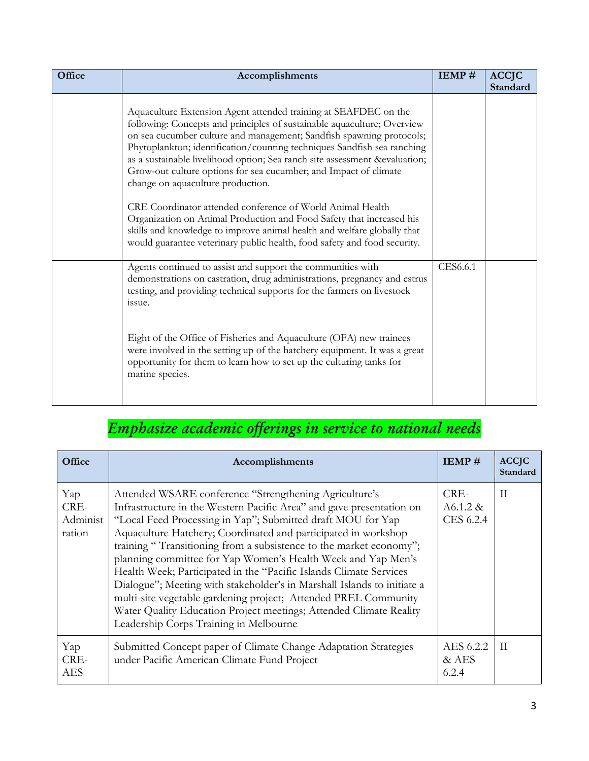| Office | Accomplishments | IEMP # | ACCJC Standard |
|---|---|---|---|
| | Aquaculture Extension Agent attended training at SEAFDEC on the following: Concepts and principles of sustainable aquaculture; Overview on sea cucumber culture and management; Sandfish spawning protocols; Phytoplankton; identification/counting techniques Sandfish sea ranching as a sustainable livelihood option; Sea ranch site assessment &evaluation; Grow-out culture options for sea cucumber; and Impact of climate change on aquaculture production.<br><br>CRE Coordinator attended conference of World Animal Health Organization on Animal Production and Food Safety that increased his skills and knowledge to improve animal health and welfare globally that would guarantee veterinary public health, food safety and food security. | | |
| | Agents continued to assist and support the communities with demonstrations on castration, drug administrations, pregnancy and estrus testing, and providing technical supports for the farmers on livestock issue.<br><br>Eight of the Office of Fisheries and Aquaculture (OFA) new trainees were involved in the setting up of the hatchery equipment. It was a great opportunity for them to learn how to set up the culturing tanks for marine species. | CES6.6.1 | |

## *Emphasize academic offerings in service to national needs*

| Office | Accomplishments | IEMP # | ACCJC Standard |
|---|---|---|---|
| Yap CRE-Administration | Attended WSARE conference "Strengthening Agriculture's Infrastructure in the Western Pacific Area" and gave presentation on "Local Feed Processing in Yap"; Submitted draft MOU for Yap Aquaculture Hatchery; Coordinated and participated in workshop training " Transitioning from a subsistence to the market economy"; planning committee for Yap Women's Health Week and Yap Men's Health Week; Participated in the "Pacific Islands Climate Services Dialogue"; Meeting with stakeholder's in Marshall Islands to initiate a multi-site vegetable gardening project; Attended PREL Community Water Quality Education Project meetings; Attended Climate Reality Leadership Corps Training in Melbourne | CRE-A6.1.2 & CES 6.2.4 | II |
| Yap CRE-AES | Submitted Concept paper of Climate Change Adaptation Strategies under Pacific American Climate Fund Project | AES 6.2.2 & AES 6.2.4 | II |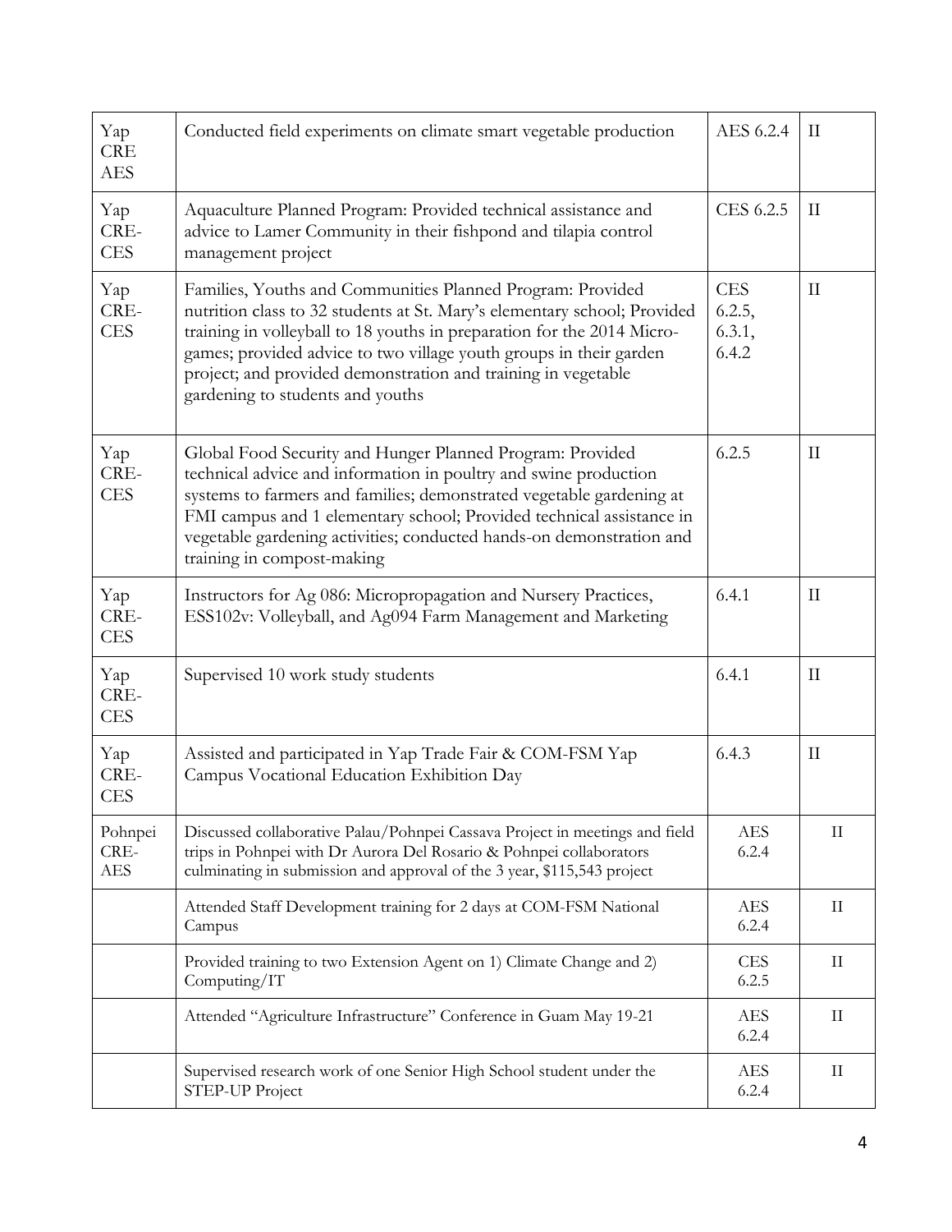| | | | |
|---|---|---|---|
| Yap CRE AES | Conducted field experiments on climate smart vegetable production | AES 6.2.4 | II |
| Yap CRE-CES | Aquaculture Planned Program: Provided technical assistance and advice to Lamer Community in their fishpond and tilapia control management project | CES 6.2.5 | II |
| Yap CRE-CES | Families, Youths and Communities Planned Program: Provided nutrition class to 32 students at St. Mary's elementary school; Provided training in volleyball to 18 youths in preparation for the 2014 Micro-games; provided advice to two village youth groups in their garden project; and provided demonstration and training in vegetable gardening to students and youths | CES 6.2.5, 6.3.1, 6.4.2 | II |
| Yap CRE-CES | Global Food Security and Hunger Planned Program: Provided technical advice and information in poultry and swine production systems to farmers and families; demonstrated vegetable gardening at FMI campus and 1 elementary school; Provided technical assistance in vegetable gardening activities; conducted hands-on demonstration and training in compost-making | 6.2.5 | II |
| Yap CRE-CES | Instructors for Ag 086: Micropropagation and Nursery Practices, ESS102v: Volleyball, and Ag094 Farm Management and Marketing | 6.4.1 | II |
| Yap CRE-CES | Supervised 10 work study students | 6.4.1 | II |
| Yap CRE-CES | Assisted and participated in Yap Trade Fair & COM-FSM Yap Campus Vocational Education Exhibition Day | 6.4.3 | II |
| Pohnpei CRE-AES | Discussed collaborative Palau/Pohnpei Cassava Project in meetings and field trips in Pohnpei with Dr Aurora Del Rosario & Pohnpei collaborators culminating in submission and approval of the 3 year, $115,543 project | AES 6.2.4 | II |
| | Attended Staff Development training for 2 days at COM-FSM National Campus | AES 6.2.4 | II |
| | Provided training to two Extension Agent on 1) Climate Change and 2) Computing/IT | CES 6.2.5 | II |
| | Attended "Agriculture Infrastructure" Conference in Guam May 19-21 | AES 6.2.4 | II |
| | Supervised research work of one Senior High School student under the STEP-UP Project | AES 6.2.4 | II |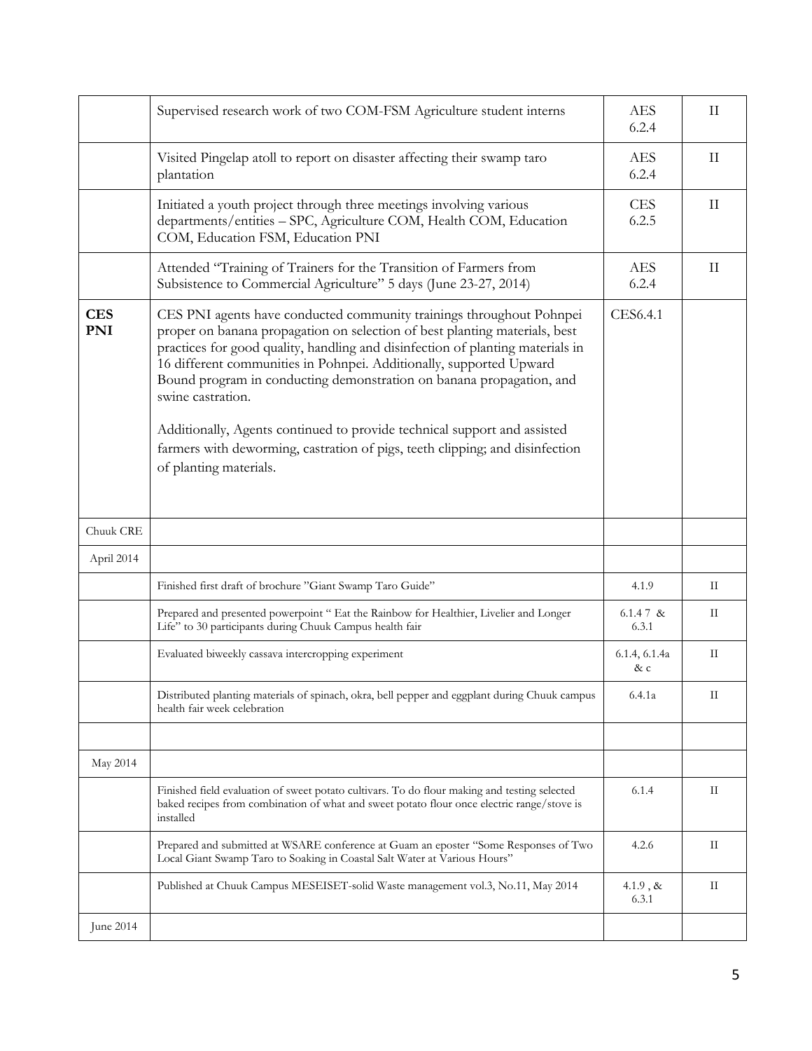|  |  |  |  |
|---|---|---|---|
|  | Supervised research work of two COM-FSM Agriculture student interns | AES 6.2.4 | II |
|  | Visited Pingelap atoll to report on disaster affecting their swamp taro plantation | AES 6.2.4 | II |
|  | Initiated a youth project through three meetings involving various departments/entities – SPC, Agriculture COM, Health COM, Education COM, Education FSM, Education PNI | CES 6.2.5 | II |
|  | Attended "Training of Trainers for the Transition of Farmers from Subsistence to Commercial Agriculture" 5 days (June 23-27, 2014) | AES 6.2.4 | II |
| **CES PNI** | CES PNI agents have conducted community trainings throughout Pohnpei proper on banana propagation on selection of best planting materials, best practices for good quality, handling and disinfection of planting materials in 16 different communities in Pohnpei. Additionally, supported Upward Bound program in conducting demonstration on banana propagation, and swine castration.<br><br>Additionally, Agents continued to provide technical support and assisted farmers with deworming, castration of pigs, teeth clipping; and disinfection of planting materials. | CES6.4.1 |  |
| Chuuk CRE |  |  |  |
| April 2014 |  |  |  |
|  | Finished first draft of brochure "Giant Swamp Taro Guide" | 4.1.9 | II |
|  | Prepared and presented powerpoint " Eat the Rainbow for Healthier, Livelier and Longer Life" to 30 participants during Chuuk Campus health fair | 6.1.4 7 & 6.3.1 | II |
|  | Evaluated biweekly cassava intercropping experiment | 6.1.4, 6.1.4a & c | II |
|  | Distributed planting materials of spinach, okra, bell pepper and eggplant during Chuuk campus health fair week celebration | 6.4.1a | II |
|  |  |  |  |
| May 2014 |  |  |  |
|  | Finished field evaluation of sweet potato cultivars. To do flour making and testing selected baked recipes from combination of what and sweet potato flour once electric range/stove is installed | 6.1.4 | II |
|  | Prepared and submitted at WSARE conference at Guam an eposter "Some Responses of Two Local Giant Swamp Taro to Soaking in Coastal Salt Water at Various Hours" | 4.2.6 | II |
|  | Published at Chuuk Campus MESEISET-solid Waste management vol.3, No.11, May 2014 | 4.1.9 , & 6.3.1 | II |
| June 2014 |  |  |  |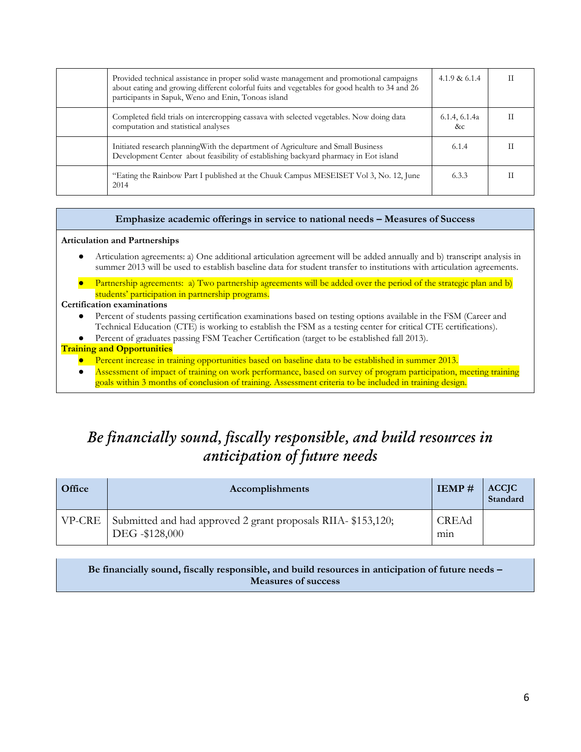| | | | |
|---|---|---|---|
| | Provided technical assistance in proper solid waste management and promotional campaigns about eating and growing different colorful fuits and vegetables for good health to 34 and 26 participants in Sapuk, Weno and Enin, Tonoas island | 4.1.9 & 6.1.4 | II |
| | Completed field trials on intercropping cassava with selected vegetables. Now doing data computation and statistical analyses | 6.1.4, 6.1.4a &c | II |
| | Initiated research planningWith the department of Agriculture and Small Business Development Center about feasibility of establishing backyard pharmacy in Eot island | 6.1.4 | II |
| | "Eating the Rainbow Part I published at the Chuuk Campus MESEISET Vol 3, No. 12, June 2014 | 6.3.3 | II |

**Emphasize academic offerings in service to national needs – Measures of Success**

**Articulation and Partnerships**

- Articulation agreements: a) One additional articulation agreement will be added annually and b) transcript analysis in summer 2013 will be used to establish baseline data for student transfer to institutions with articulation agreements.
- Partnership agreements: a) Two partnership agreements will be added over the period of the strategic plan and b) students' participation in partnership programs.

**Certification examinations**

- Percent of students passing certification examinations based on testing options available in the FSM (Career and Technical Education (CTE) is working to establish the FSM as a testing center for critical CTE certifications).
- Percent of graduates passing FSM Teacher Certification (target to be established fall 2013).

**Training and Opportunities**

- Percent increase in training opportunities based on baseline data to be established in summer 2013.
- Assessment of impact of training on work performance, based on survey of program participation, meeting training goals within 3 months of conclusion of training. Assessment criteria to be included in training design.

## *Be financially sound, fiscally responsible, and build resources in anticipation of future needs*

| Office | Accomplishments | IEMP # | ACCJC Standard |
|---|---|---|---|
| VP-CRE | Submitted and had approved 2 grant proposals RIIA- $153,120; DEG -$128,000 | CREAdmin | |

**Be financially sound, fiscally responsible, and build resources in anticipation of future needs – Measures of success**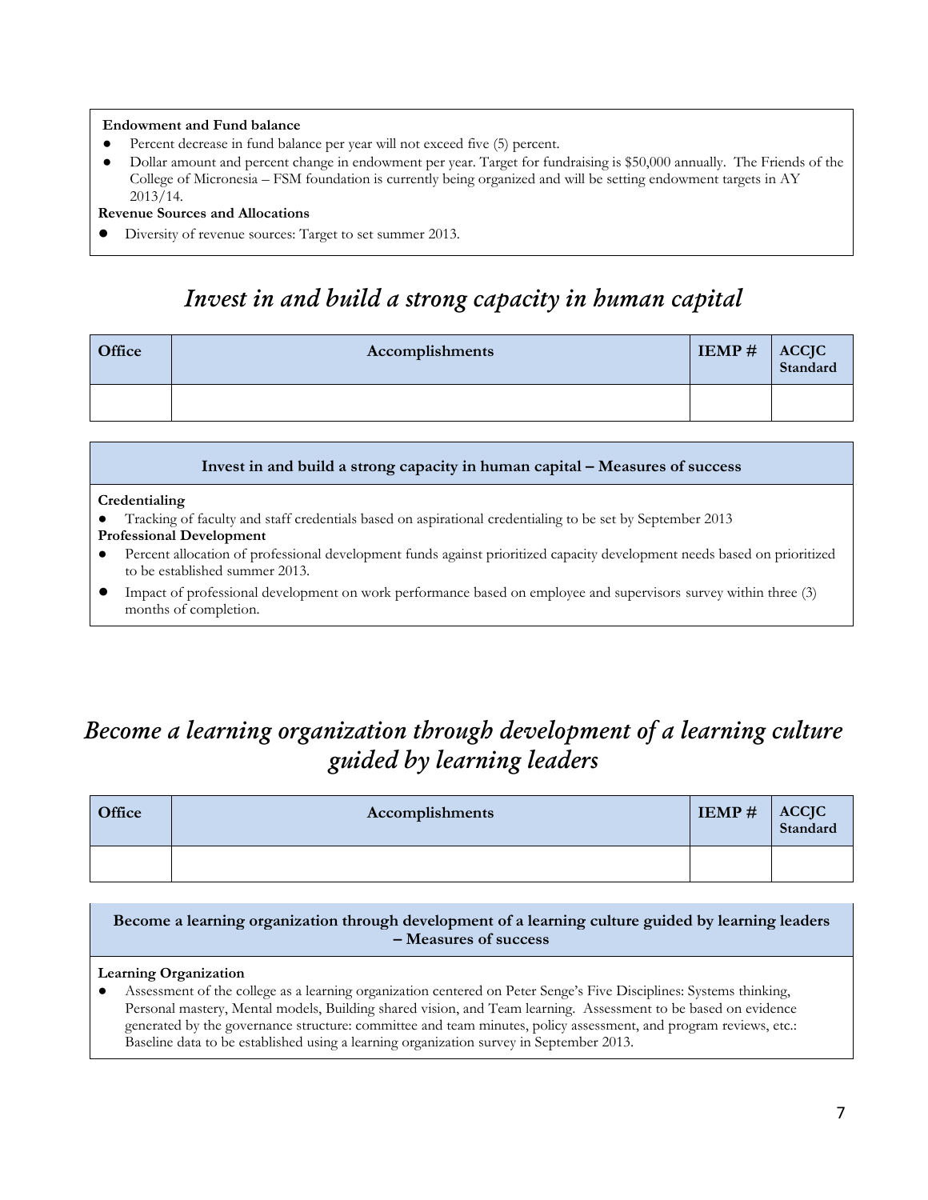**Endowment and Fund balance**

- Percent decrease in fund balance per year will not exceed five (5) percent.
- Dollar amount and percent change in endowment per year. Target for fundraising is $50,000 annually. The Friends of the College of Micronesia – FSM foundation is currently being organized and will be setting endowment targets in AY 2013/14.

**Revenue Sources and Allocations**

- Diversity of revenue sources: Target to set summer 2013.

## *Invest in and build a strong capacity in human capital*

| Office | Accomplishments | IEMP # | ACCJC Standard |
|---|---|---|---|
| | | | |

**Invest in and build a strong capacity in human capital – Measures of success**

**Credentialing**

- Tracking of faculty and staff credentials based on aspirational credentialing to be set by September 2013

**Professional Development**

- Percent allocation of professional development funds against prioritized capacity development needs based on prioritized to be established summer 2013.
- Impact of professional development on work performance based on employee and supervisors survey within three (3) months of completion.

## *Become a learning organization through development of a learning culture guided by learning leaders*

| Office | Accomplishments | IEMP # | ACCJC Standard |
|---|---|---|---|
| | | | |

**Become a learning organization through development of a learning culture guided by learning leaders – Measures of success**

**Learning Organization**

- Assessment of the college as a learning organization centered on Peter Senge's Five Disciplines: Systems thinking, Personal mastery, Mental models, Building shared vision, and Team learning. Assessment to be based on evidence generated by the governance structure: committee and team minutes, policy assessment, and program reviews, etc.: Baseline data to be established using a learning organization survey in September 2013.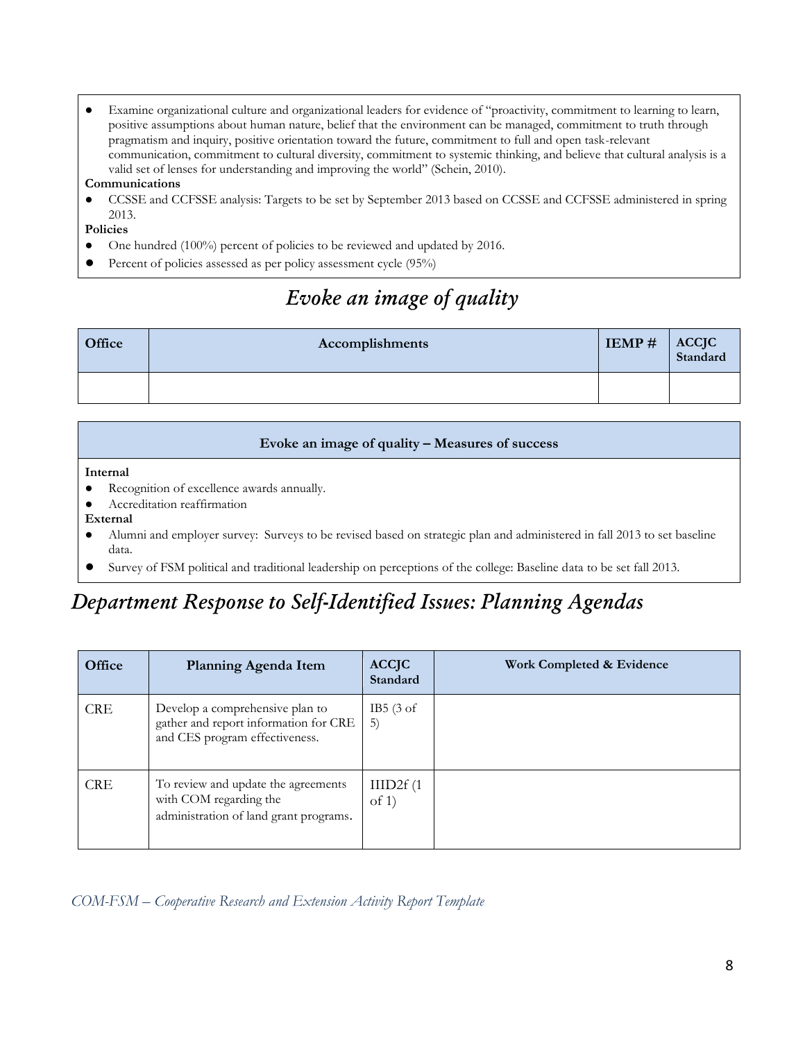- Examine organizational culture and organizational leaders for evidence of "proactivity, commitment to learning to learn, positive assumptions about human nature, belief that the environment can be managed, commitment to truth through pragmatism and inquiry, positive orientation toward the future, commitment to full and open task-relevant communication, commitment to cultural diversity, commitment to systemic thinking, and believe that cultural analysis is a valid set of lenses for understanding and improving the world" (Schein, 2010).

**Communications**

- CCSSE and CCFSSE analysis: Targets to be set by September 2013 based on CCSSE and CCFSSE administered in spring 2013.

**Policies**

- One hundred (100%) percent of policies to be reviewed and updated by 2016.
- Percent of policies assessed as per policy assessment cycle (95%)

## *Evoke an image of quality*

| Office | Accomplishments | IEMP # | ACCJC Standard |
|---|---|---|---|
| | | | |

**Evoke an image of quality – Measures of success**

**Internal**

- Recognition of excellence awards annually.
- Accreditation reaffirmation

**External**

- Alumni and employer survey: Surveys to be revised based on strategic plan and administered in fall 2013 to set baseline data.
- Survey of FSM political and traditional leadership on perceptions of the college: Baseline data to be set fall 2013.

## *Department Response to Self-Identified Issues: Planning Agendas*

| Office | Planning Agenda Item | ACCJC Standard | Work Completed & Evidence |
|---|---|---|---|
| CRE | Develop a comprehensive plan to gather and report information for CRE and CES program effectiveness. | IB5 (3 of 5) | |
| CRE | To review and update the agreements with COM regarding the administration of land grant programs. | IIID2f (1 of 1) | |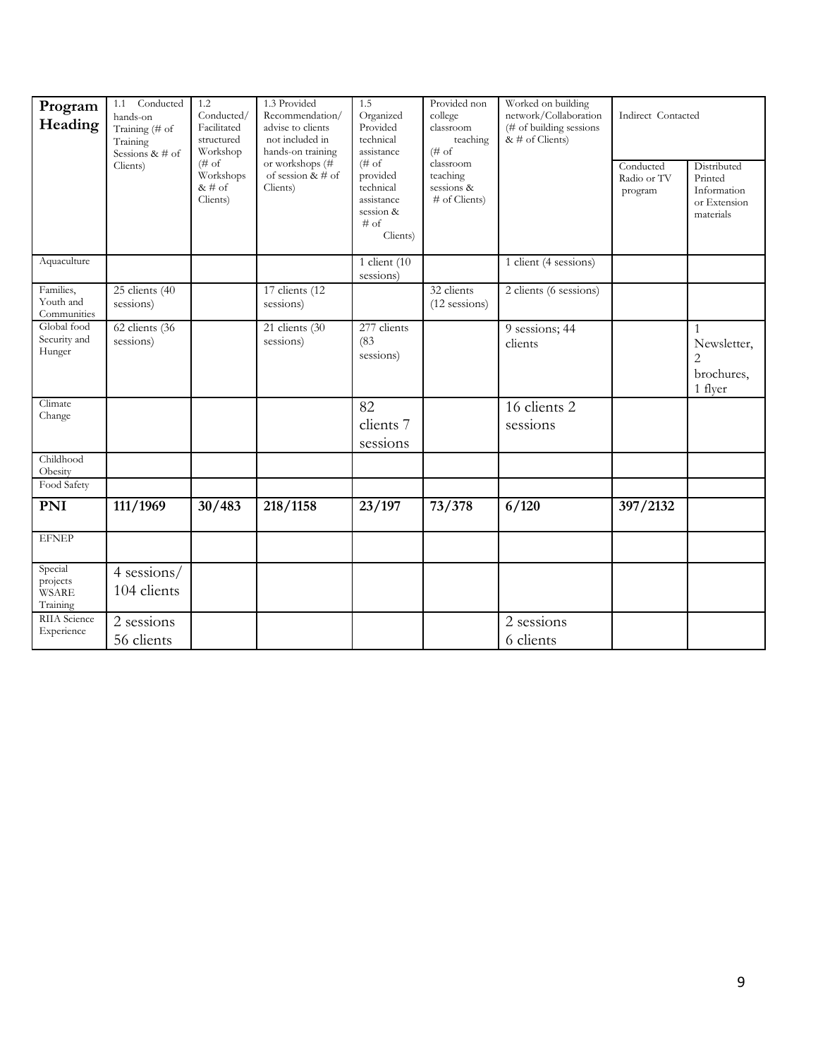| Program Heading | 1.1 Conducted hands-on Training (# of Training Sessions & # of Clients) | 1.2 Conducted/ Facilitated structured Workshop (# of Workshops & # of Clients) | 1.3 Provided Recommendation/ advise to clients not included in hands-on training or workshops (# of session & # of Clients) | 1.5 Organized Provided technical assistance (# of provided technical assistance session & # of Clients) | Provided non college classroom teaching (# of classroom teaching sessions & # of Clients) | Worked on building network/Collaboration (# of building sessions & # of Clients) | Indirect Contacted | |
|---|---|---|---|---|---|---|---|---|
| | | | | | | | Conducted Radio or TV program | Distributed Printed Information or Extension materials |
| Aquaculture | | | | 1 client (10 sessions) | | 1 client (4 sessions) | | |
| Families, Youth and Communities | 25 clients (40 sessions) | | 17 clients (12 sessions) | | 32 clients (12 sessions) | 2 clients (6 sessions) | | |
| Global food Security and Hunger | 62 clients (36 sessions) | | 21 clients (30 sessions) | 277 clients (83 sessions) | | 9 sessions; 44 clients | | 1 Newsletter, 2 brochures, 1 flyer |
| Climate Change | | | | 82 clients 7 sessions | | 16 clients 2 sessions | | |
| Childhood Obesity | | | | | | | | |
| Food Safety | | | | | | | | |
| **PNI** | **111/1969** | **30/483** | **218/1158** | **23/197** | **73/378** | **6/120** | **397/2132** | |
| EFNEP | | | | | | | | |
| Special projects WSARE Training | 4 sessions/ 104 clients | | | | | | | |
| RIIA Science Experience | 2 sessions 56 clients | | | | | 2 sessions 6 clients | | |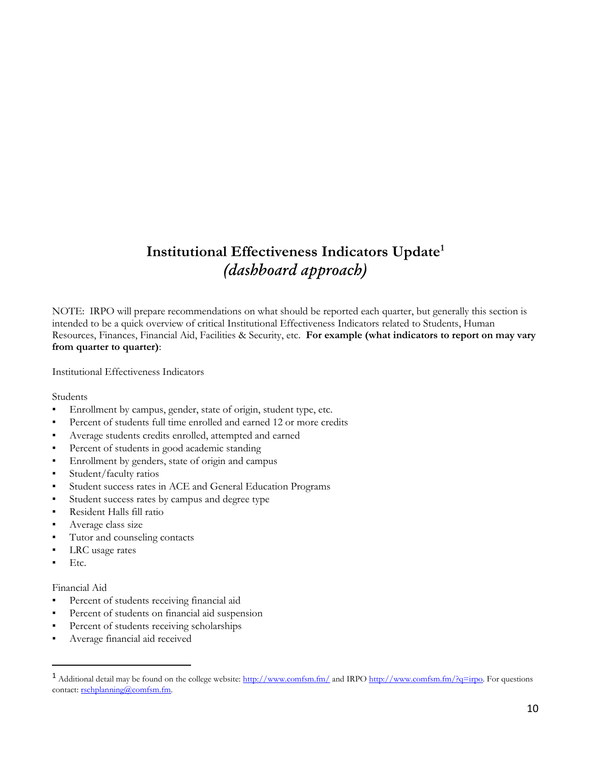# Institutional Effectiveness Indicators Update[1]
## *(dashboard approach)*

NOTE: IRPO will prepare recommendations on what should be reported each quarter, but generally this section is intended to be a quick overview of critical Institutional Effectiveness Indicators related to Students, Human Resources, Finances, Financial Aid, Facilities & Security, etc. **For example (what indicators to report on may vary from quarter to quarter)**:

Institutional Effectiveness Indicators

Students

- Enrollment by campus, gender, state of origin, student type, etc.
- Percent of students full time enrolled and earned 12 or more credits
- Average students credits enrolled, attempted and earned
- Percent of students in good academic standing
- Enrollment by genders, state of origin and campus
- Student/faculty ratios
- Student success rates in ACE and General Education Programs
- Student success rates by campus and degree type
- Resident Halls fill ratio
- Average class size
- Tutor and counseling contacts
- LRC usage rates
- Etc.

Financial Aid

- Percent of students receiving financial aid
- Percent of students on financial aid suspension
- Percent of students receiving scholarships
- Average financial aid received

---

[1] Additional detail may be found on the college website: http://www.comfsm.fm/ and IRPO http://www.comfsm.fm/?q=irpo. For questions contact: rschplanning@comfsm.fm.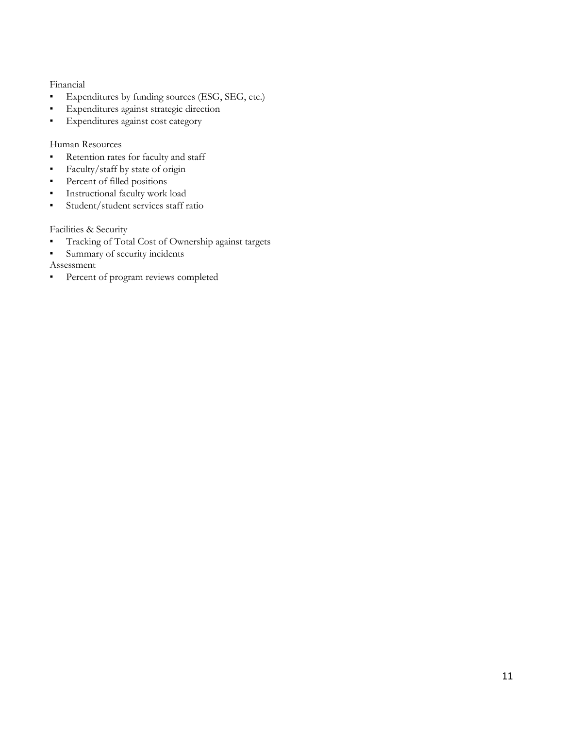Financial

- Expenditures by funding sources (ESG, SEG, etc.)
- Expenditures against strategic direction
- Expenditures against cost category

Human Resources

- Retention rates for faculty and staff
- Faculty/staff by state of origin
- Percent of filled positions
- Instructional faculty work load
- Student/student services staff ratio

Facilities & Security

- Tracking of Total Cost of Ownership against targets
- Summary of security incidents

Assessment

- Percent of program reviews completed